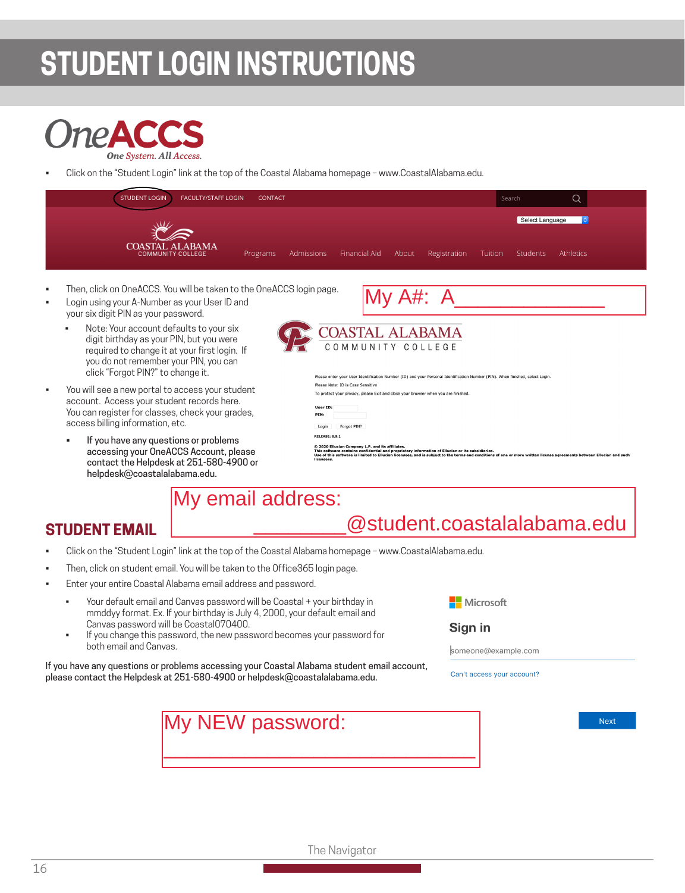# STUDENT LOGIN INSTRUCTIONS

## OneACCS

*One System. All Access.*

- Click on the "Student Login" link at the top of the Coastal Alabama homepage – www.CoastalAlabama.edu.
- Then, click on OneACCS. You will be taken to the OneACCS login page.
- Login using your A-Number as your User ID and your six digit PIN as your password.
  - Note: Your account defaults to your six digit birthday as your PIN, but you were required to change it at your first login. If you do not remember your PIN, you can click "Forgot PIN?" to change it.
- You will see a new portal to access your student account. Access your student records here. You can register for classes, check your grades, access billing information, etc.
  - If you have any questions or problems accessing your OneACCS Account, please contact the Helpdesk at 251-580-4900 or helpdesk@coastalalabama.edu.

My A#: A_______________

## STUDENT EMAIL

My email address: _________@student.coastalalabama.edu

- Click on the "Student Login" link at the top of the Coastal Alabama homepage – www.CoastalAlabama.edu.
- Then, click on student email. You will be taken to the Office365 login page.
- Enter your entire Coastal Alabama email address and password.
  - Your default email and Canvas password will be Coastal + your birthday in mmddyy format. Ex. If your birthday is July 4, 2000, your default email and Canvas password will be Coastal070400.
  - If you change this password, the new password becomes your password for both email and Canvas.

If you have any questions or problems accessing your Coastal Alabama student email account, please contact the Helpdesk at 251-580-4900 or helpdesk@coastalalabama.edu.

My NEW password: _________________________________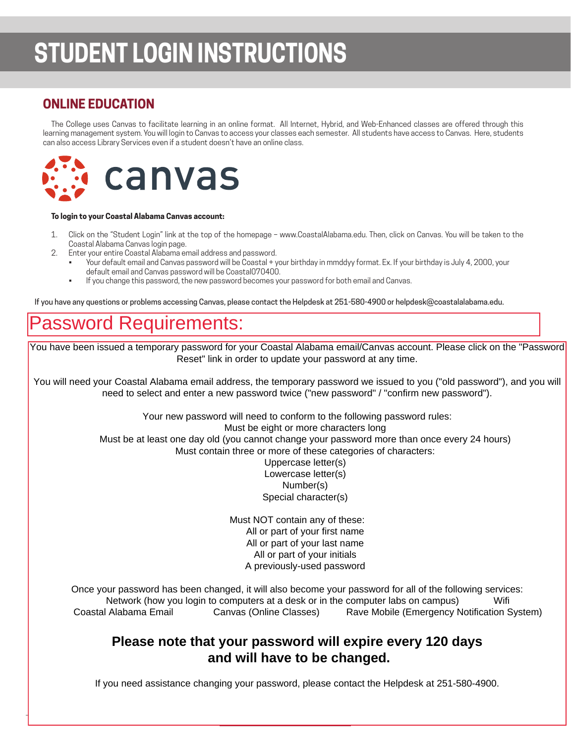# STUDENT LOGIN INSTRUCTIONS

## ONLINE EDUCATION

The College uses Canvas to facilitate learning in an online format. All Internet, Hybrid, and Web-Enhanced classes are offered through this learning management system. You will login to Canvas to access your classes each semester. All students have access to Canvas. Here, students can also access Library Services even if a student doesn't have an online class.

canvas

**To login to your Coastal Alabama Canvas account:**

1. Click on the "Student Login" link at the top of the homepage – www.CoastalAlabama.edu. Then, click on Canvas. You will be taken to the Coastal Alabama Canvas login page.
2. Enter your entire Coastal Alabama email address and password.
   - Your default email and Canvas password will be Coastal + your birthday in mmddyy format. Ex. If your birthday is July 4, 2000, your default email and Canvas password will be Coastal070400.
   - If you change this password, the new password becomes your password for both email and Canvas.

If you have any questions or problems accessing Canvas, please contact the Helpdesk at 251-580-4900 or helpdesk@coastalalabama.edu.

## Password Requirements:

You have been issued a temporary password for your Coastal Alabama email/Canvas account. Please click on the "Password Reset" link in order to update your password at any time.

You will need your Coastal Alabama email address, the temporary password we issued to you ("old password"), and you will need to select and enter a new password twice ("new password" / "confirm new password").

Your new password will need to conform to the following password rules:
Must be eight or more characters long
Must be at least one day old (you cannot change your password more than once every 24 hours)
Must contain three or more of these categories of characters:
Uppercase letter(s)
Lowercase letter(s)
Number(s)
Special character(s)

Must NOT contain any of these:
All or part of your first name
All or part of your last name
All or part of your initials
A previously-used password

Once your password has been changed, it will also become your password for all of the following services:
Network (how you login to computers at a desk or in the computer labs on campus) Wifi
Coastal Alabama Email Canvas (Online Classes) Rave Mobile (Emergency Notification System)

**Please note that your password will expire every 120 days and will have to be changed.**

If you need assistance changing your password, please contact the Helpdesk at 251-580-4900.